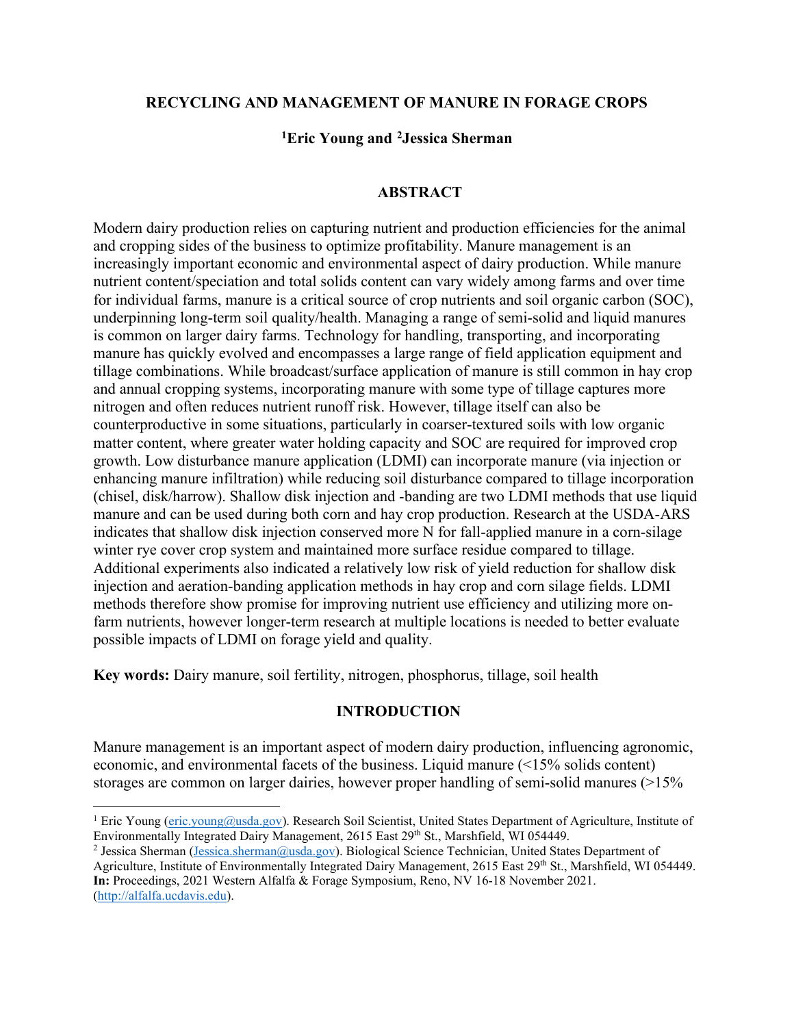# RECYCLING AND MANAGEMENT OF MANURE IN FORAGE CROPS

**[1]Eric Young and [2]Jessica Sherman**

## ABSTRACT

Modern dairy production relies on capturing nutrient and production efficiencies for the animal and cropping sides of the business to optimize profitability. Manure management is an increasingly important economic and environmental aspect of dairy production. While manure nutrient content/speciation and total solids content can vary widely among farms and over time for individual farms, manure is a critical source of crop nutrients and soil organic carbon (SOC), underpinning long-term soil quality/health. Managing a range of semi-solid and liquid manures is common on larger dairy farms. Technology for handling, transporting, and incorporating manure has quickly evolved and encompasses a large range of field application equipment and tillage combinations. While broadcast/surface application of manure is still common in hay crop and annual cropping systems, incorporating manure with some type of tillage captures more nitrogen and often reduces nutrient runoff risk. However, tillage itself can also be counterproductive in some situations, particularly in coarser-textured soils with low organic matter content, where greater water holding capacity and SOC are required for improved crop growth. Low disturbance manure application (LDMI) can incorporate manure (via injection or enhancing manure infiltration) while reducing soil disturbance compared to tillage incorporation (chisel, disk/harrow). Shallow disk injection and -banding are two LDMI methods that use liquid manure and can be used during both corn and hay crop production. Research at the USDA-ARS indicates that shallow disk injection conserved more N for fall-applied manure in a corn-silage winter rye cover crop system and maintained more surface residue compared to tillage. Additional experiments also indicated a relatively low risk of yield reduction for shallow disk injection and aeration-banding application methods in hay crop and corn silage fields. LDMI methods therefore show promise for improving nutrient use efficiency and utilizing more on-farm nutrients, however longer-term research at multiple locations is needed to better evaluate possible impacts of LDMI on forage yield and quality.

**Key words:** Dairy manure, soil fertility, nitrogen, phosphorus, tillage, soil health

## INTRODUCTION

Manure management is an important aspect of modern dairy production, influencing agronomic, economic, and environmental facets of the business. Liquid manure (<15% solids content) storages are common on larger dairies, however proper handling of semi-solid manures (>15%

---

[1] Eric Young (eric.young@usda.gov). Research Soil Scientist, United States Department of Agriculture, Institute of Environmentally Integrated Dairy Management, 2615 East 29th St., Marshfield, WI 054449.

[2] Jessica Sherman (Jessica.sherman@usda.gov). Biological Science Technician, United States Department of Agriculture, Institute of Environmentally Integrated Dairy Management, 2615 East 29th St., Marshfield, WI 054449.

**In:** Proceedings, 2021 Western Alfalfa & Forage Symposium, Reno, NV 16-18 November 2021. (http://alfalfa.ucdavis.edu).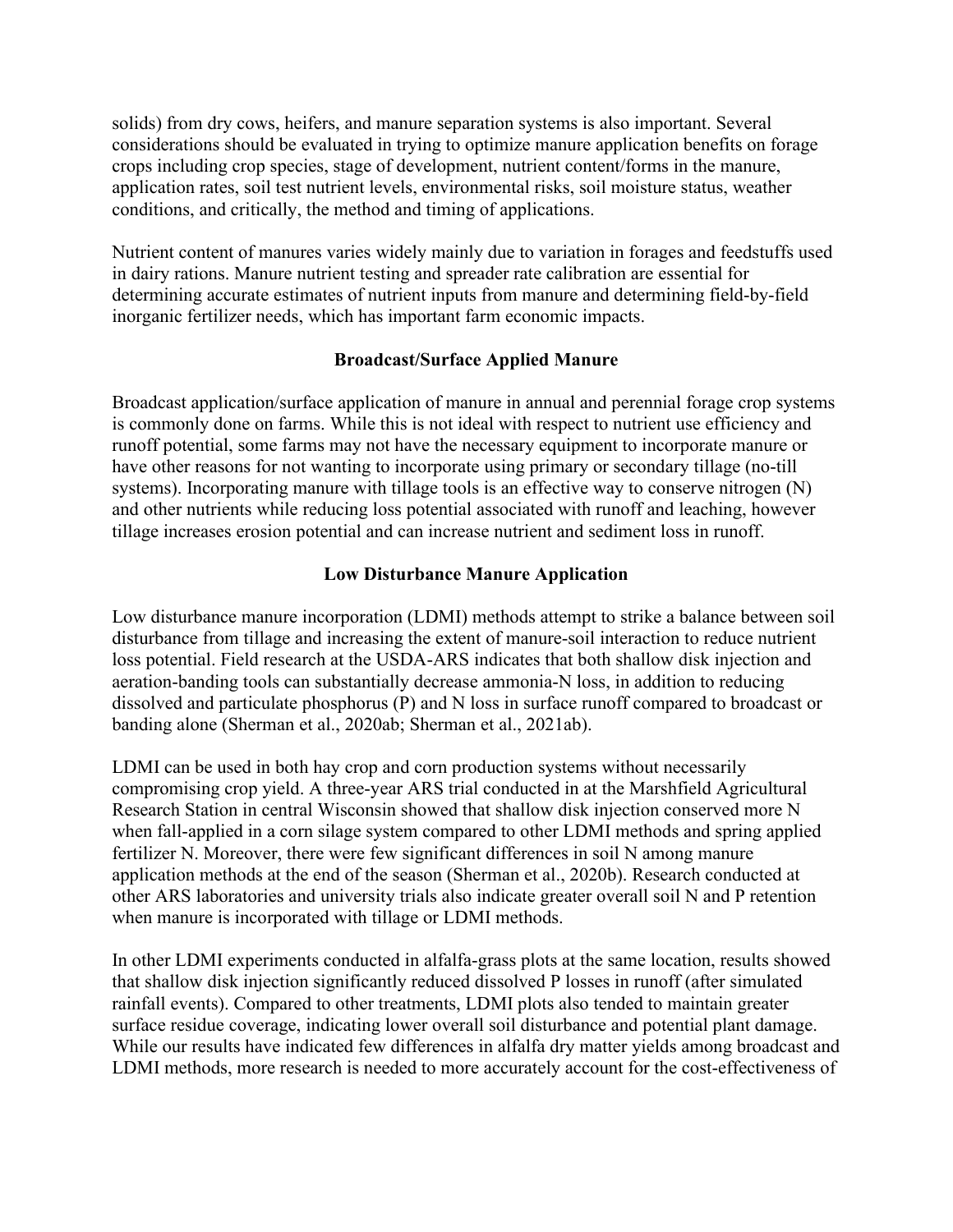solids) from dry cows, heifers, and manure separation systems is also important. Several considerations should be evaluated in trying to optimize manure application benefits on forage crops including crop species, stage of development, nutrient content/forms in the manure, application rates, soil test nutrient levels, environmental risks, soil moisture status, weather conditions, and critically, the method and timing of applications.

Nutrient content of manures varies widely mainly due to variation in forages and feedstuffs used in dairy rations. Manure nutrient testing and spreader rate calibration are essential for determining accurate estimates of nutrient inputs from manure and determining field-by-field inorganic fertilizer needs, which has important farm economic impacts.

## Broadcast/Surface Applied Manure

Broadcast application/surface application of manure in annual and perennial forage crop systems is commonly done on farms. While this is not ideal with respect to nutrient use efficiency and runoff potential, some farms may not have the necessary equipment to incorporate manure or have other reasons for not wanting to incorporate using primary or secondary tillage (no-till systems). Incorporating manure with tillage tools is an effective way to conserve nitrogen (N) and other nutrients while reducing loss potential associated with runoff and leaching, however tillage increases erosion potential and can increase nutrient and sediment loss in runoff.

## Low Disturbance Manure Application

Low disturbance manure incorporation (LDMI) methods attempt to strike a balance between soil disturbance from tillage and increasing the extent of manure-soil interaction to reduce nutrient loss potential. Field research at the USDA-ARS indicates that both shallow disk injection and aeration-banding tools can substantially decrease ammonia-N loss, in addition to reducing dissolved and particulate phosphorus (P) and N loss in surface runoff compared to broadcast or banding alone (Sherman et al., 2020ab; Sherman et al., 2021ab).

LDMI can be used in both hay crop and corn production systems without necessarily compromising crop yield. A three-year ARS trial conducted in at the Marshfield Agricultural Research Station in central Wisconsin showed that shallow disk injection conserved more N when fall-applied in a corn silage system compared to other LDMI methods and spring applied fertilizer N. Moreover, there were few significant differences in soil N among manure application methods at the end of the season (Sherman et al., 2020b). Research conducted at other ARS laboratories and university trials also indicate greater overall soil N and P retention when manure is incorporated with tillage or LDMI methods.

In other LDMI experiments conducted in alfalfa-grass plots at the same location, results showed that shallow disk injection significantly reduced dissolved P losses in runoff (after simulated rainfall events). Compared to other treatments, LDMI plots also tended to maintain greater surface residue coverage, indicating lower overall soil disturbance and potential plant damage. While our results have indicated few differences in alfalfa dry matter yields among broadcast and LDMI methods, more research is needed to more accurately account for the cost-effectiveness of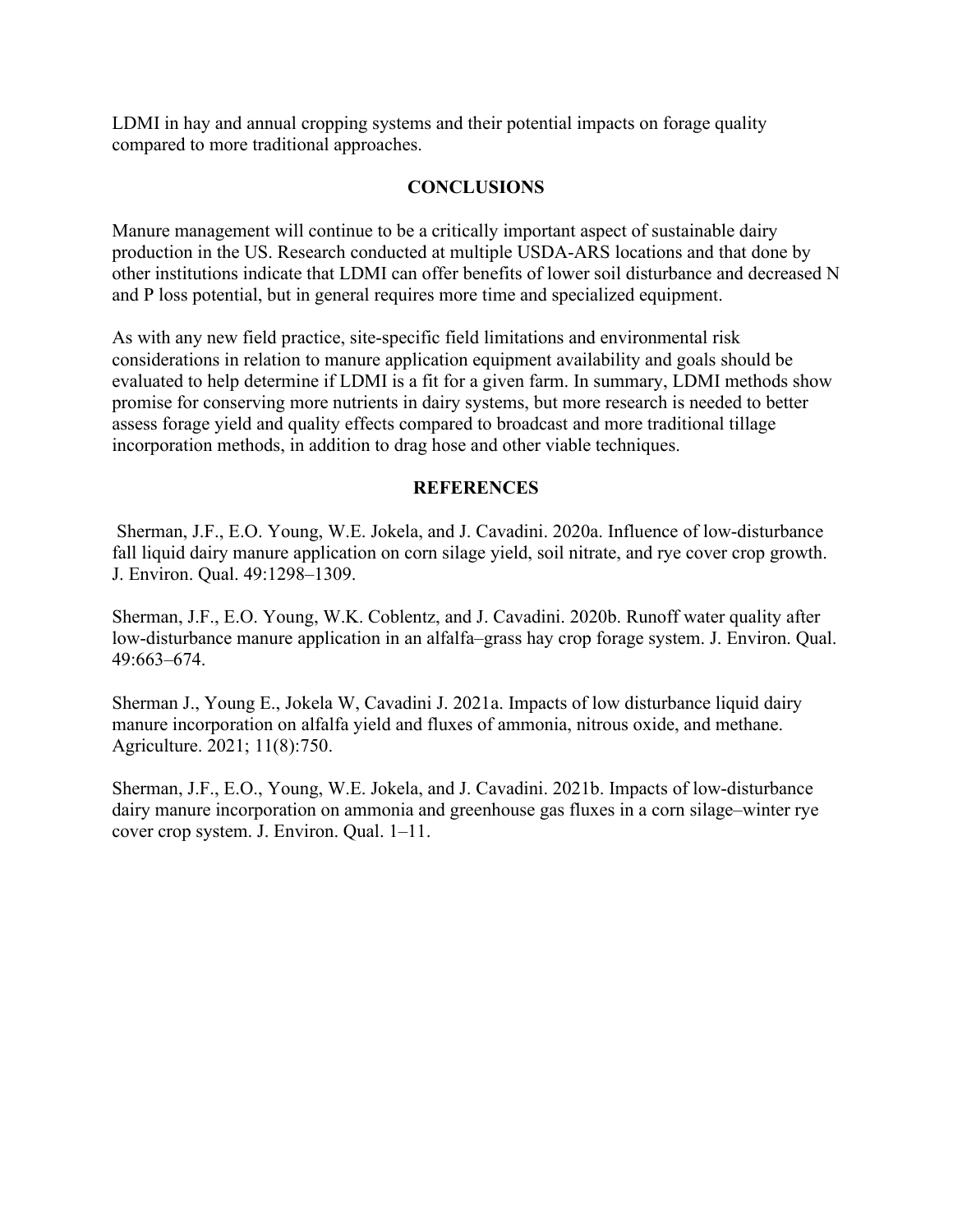LDMI in hay and annual cropping systems and their potential impacts on forage quality compared to more traditional approaches.

## CONCLUSIONS

Manure management will continue to be a critically important aspect of sustainable dairy production in the US. Research conducted at multiple USDA-ARS locations and that done by other institutions indicate that LDMI can offer benefits of lower soil disturbance and decreased N and P loss potential, but in general requires more time and specialized equipment.

As with any new field practice, site-specific field limitations and environmental risk considerations in relation to manure application equipment availability and goals should be evaluated to help determine if LDMI is a fit for a given farm. In summary, LDMI methods show promise for conserving more nutrients in dairy systems, but more research is needed to better assess forage yield and quality effects compared to broadcast and more traditional tillage incorporation methods, in addition to drag hose and other viable techniques.

## REFERENCES

Sherman, J.F., E.O. Young, W.E. Jokela, and J. Cavadini. 2020a. Influence of low-disturbance fall liquid dairy manure application on corn silage yield, soil nitrate, and rye cover crop growth. J. Environ. Qual. 49:1298–1309.

Sherman, J.F., E.O. Young, W.K. Coblentz, and J. Cavadini. 2020b. Runoff water quality after low-disturbance manure application in an alfalfa–grass hay crop forage system. J. Environ. Qual. 49:663–674.

Sherman J., Young E., Jokela W, Cavadini J. 2021a. Impacts of low disturbance liquid dairy manure incorporation on alfalfa yield and fluxes of ammonia, nitrous oxide, and methane. Agriculture. 2021; 11(8):750.

Sherman, J.F., E.O., Young, W.E. Jokela, and J. Cavadini. 2021b. Impacts of low-disturbance dairy manure incorporation on ammonia and greenhouse gas fluxes in a corn silage–winter rye cover crop system. J. Environ. Qual. 1–11.